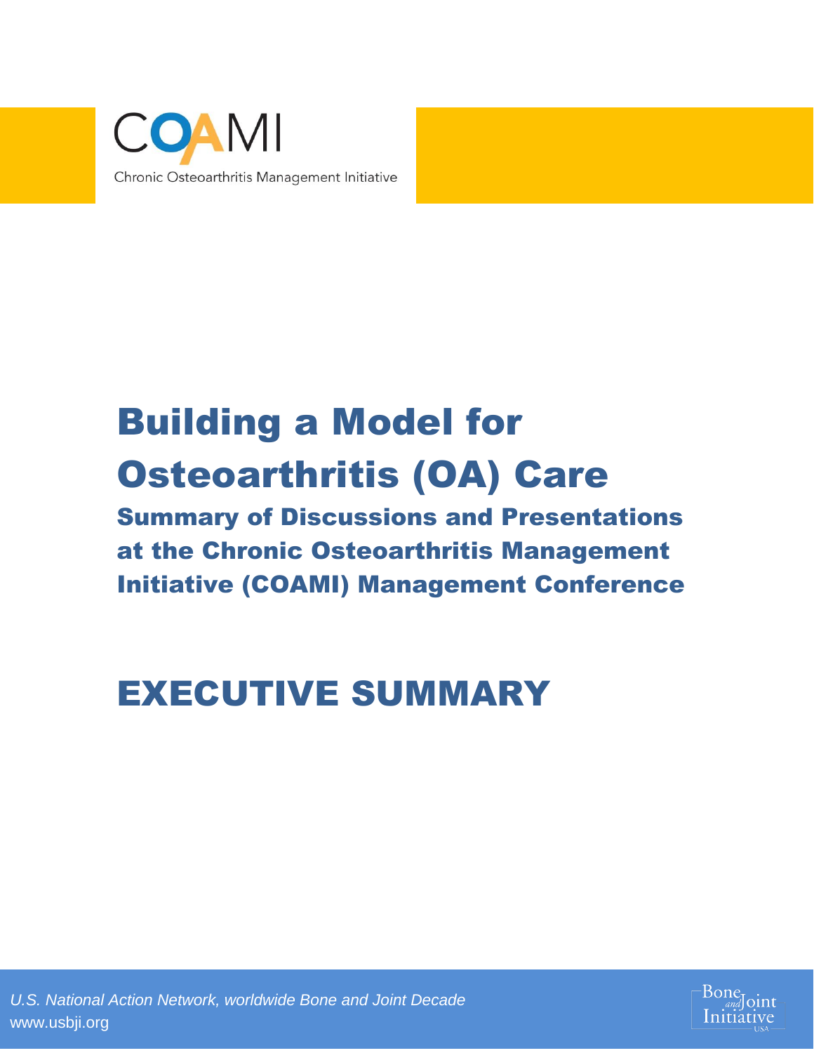COAMI

Chronic Osteoarthritis Management Initiative

# Building a Model for Osteoarthritis (OA) Care

## Summary of Discussions and Presentations at the Chronic Osteoarthritis Management Initiative (COAMI) Management Conference

# EXECUTIVE SUMMARY

*U.S. National Action Network, worldwide Bone and Joint Decade*
www.usbji.org

Bone and Joint Initiative USA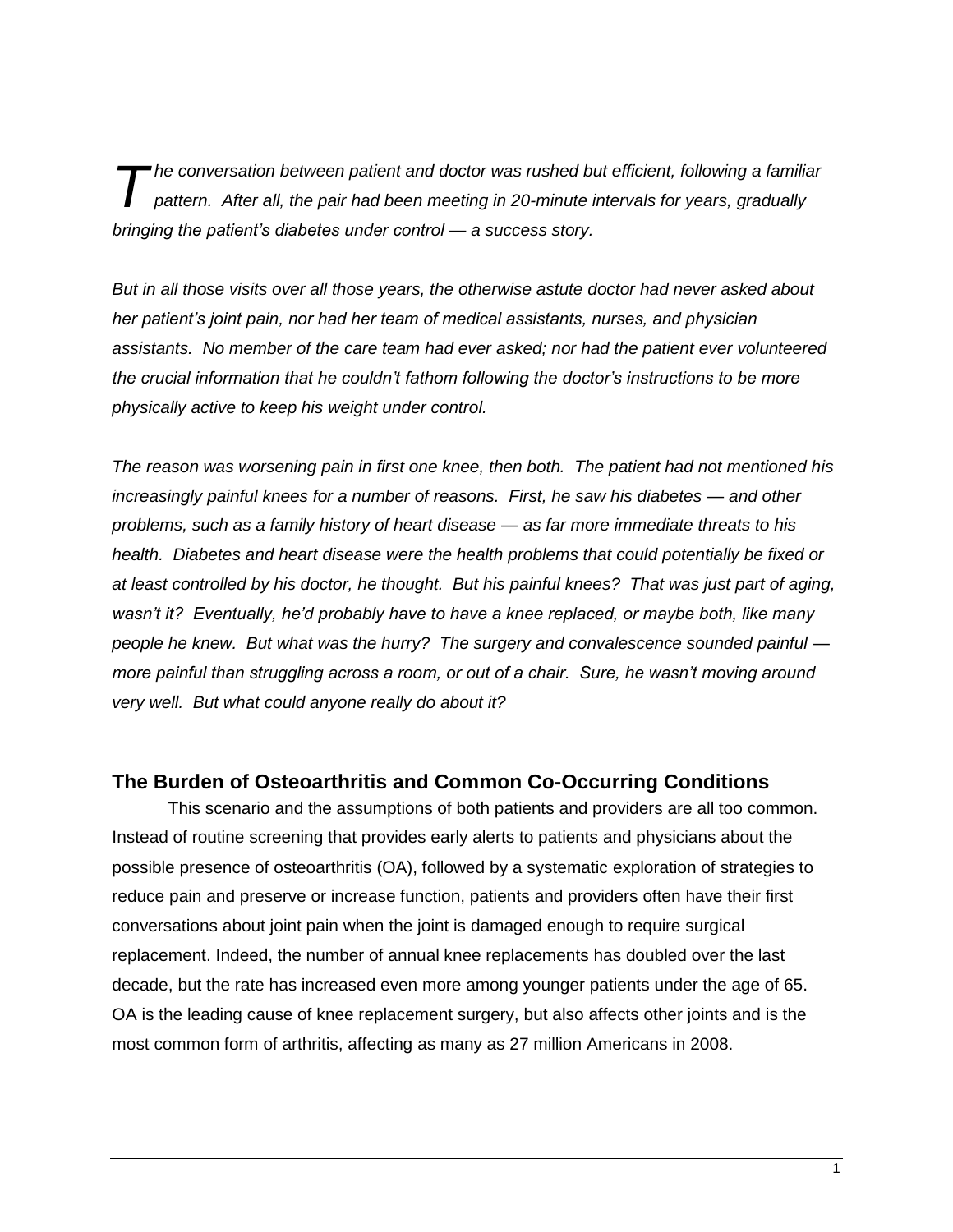*The conversation between patient and doctor was rushed but efficient, following a familiar pattern. After all, the pair had been meeting in 20-minute intervals for years, gradually bringing the patient's diabetes under control — a success story.*

*But in all those visits over all those years, the otherwise astute doctor had never asked about her patient's joint pain, nor had her team of medical assistants, nurses, and physician assistants. No member of the care team had ever asked; nor had the patient ever volunteered the crucial information that he couldn't fathom following the doctor's instructions to be more physically active to keep his weight under control.*

*The reason was worsening pain in first one knee, then both. The patient had not mentioned his increasingly painful knees for a number of reasons. First, he saw his diabetes — and other problems, such as a family history of heart disease — as far more immediate threats to his health. Diabetes and heart disease were the health problems that could potentially be fixed or at least controlled by his doctor, he thought. But his painful knees? That was just part of aging, wasn't it? Eventually, he'd probably have to have a knee replaced, or maybe both, like many people he knew. But what was the hurry? The surgery and convalescence sounded painful — more painful than struggling across a room, or out of a chair. Sure, he wasn't moving around very well. But what could anyone really do about it?*

## The Burden of Osteoarthritis and Common Co-Occurring Conditions

This scenario and the assumptions of both patients and providers are all too common. Instead of routine screening that provides early alerts to patients and physicians about the possible presence of osteoarthritis (OA), followed by a systematic exploration of strategies to reduce pain and preserve or increase function, patients and providers often have their first conversations about joint pain when the joint is damaged enough to require surgical replacement. Indeed, the number of annual knee replacements has doubled over the last decade, but the rate has increased even more among younger patients under the age of 65. OA is the leading cause of knee replacement surgery, but also affects other joints and is the most common form of arthritis, affecting as many as 27 million Americans in 2008.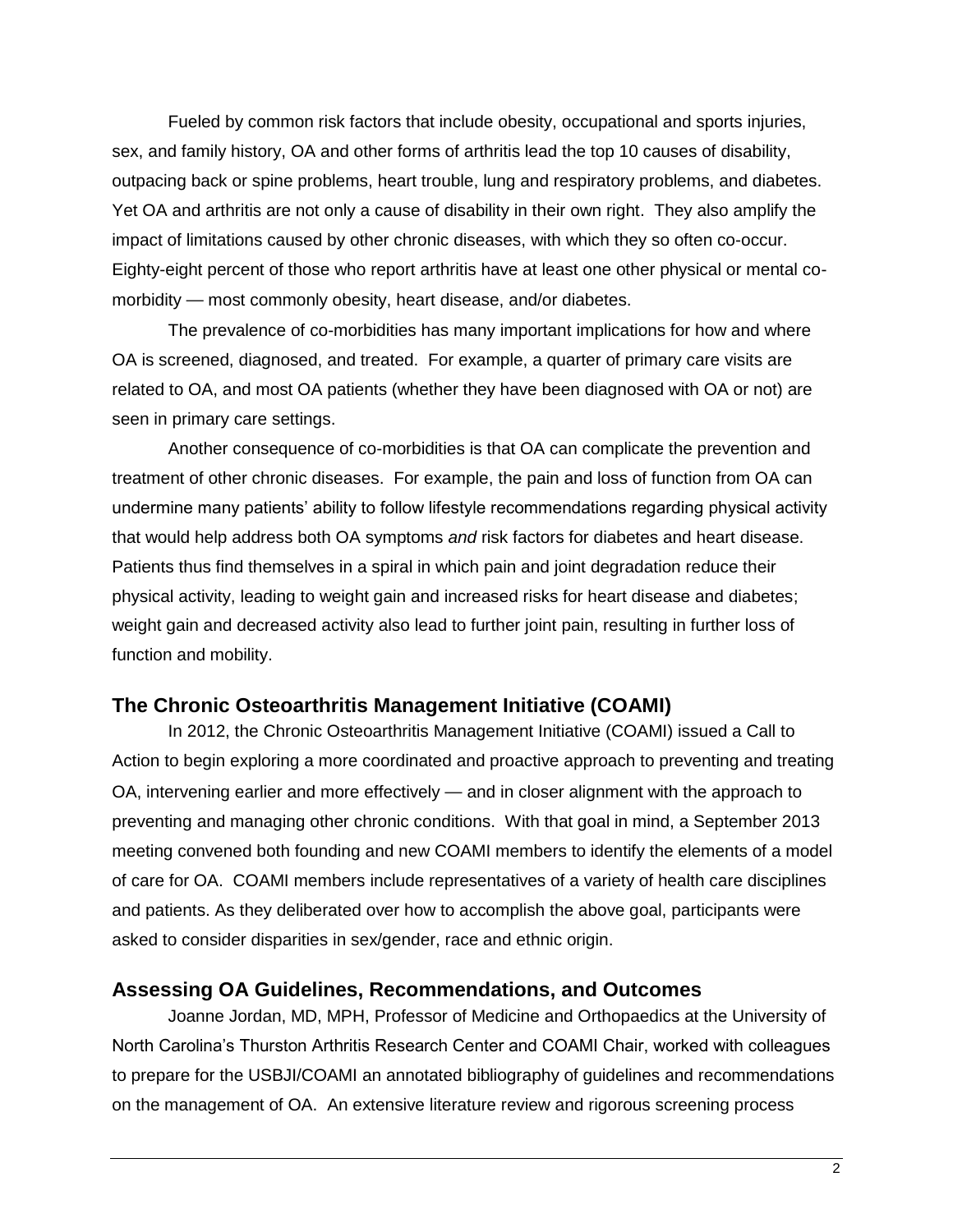Fueled by common risk factors that include obesity, occupational and sports injuries, sex, and family history, OA and other forms of arthritis lead the top 10 causes of disability, outpacing back or spine problems, heart trouble, lung and respiratory problems, and diabetes. Yet OA and arthritis are not only a cause of disability in their own right. They also amplify the impact of limitations caused by other chronic diseases, with which they so often co-occur. Eighty-eight percent of those who report arthritis have at least one other physical or mental co-morbidity — most commonly obesity, heart disease, and/or diabetes.

The prevalence of co-morbidities has many important implications for how and where OA is screened, diagnosed, and treated. For example, a quarter of primary care visits are related to OA, and most OA patients (whether they have been diagnosed with OA or not) are seen in primary care settings.

Another consequence of co-morbidities is that OA can complicate the prevention and treatment of other chronic diseases. For example, the pain and loss of function from OA can undermine many patients' ability to follow lifestyle recommendations regarding physical activity that would help address both OA symptoms *and* risk factors for diabetes and heart disease. Patients thus find themselves in a spiral in which pain and joint degradation reduce their physical activity, leading to weight gain and increased risks for heart disease and diabetes; weight gain and decreased activity also lead to further joint pain, resulting in further loss of function and mobility.

## The Chronic Osteoarthritis Management Initiative (COAMI)

In 2012, the Chronic Osteoarthritis Management Initiative (COAMI) issued a Call to Action to begin exploring a more coordinated and proactive approach to preventing and treating OA, intervening earlier and more effectively — and in closer alignment with the approach to preventing and managing other chronic conditions. With that goal in mind, a September 2013 meeting convened both founding and new COAMI members to identify the elements of a model of care for OA. COAMI members include representatives of a variety of health care disciplines and patients. As they deliberated over how to accomplish the above goal, participants were asked to consider disparities in sex/gender, race and ethnic origin.

## Assessing OA Guidelines, Recommendations, and Outcomes

Joanne Jordan, MD, MPH, Professor of Medicine and Orthopaedics at the University of North Carolina's Thurston Arthritis Research Center and COAMI Chair, worked with colleagues to prepare for the USBJI/COAMI an annotated bibliography of guidelines and recommendations on the management of OA. An extensive literature review and rigorous screening process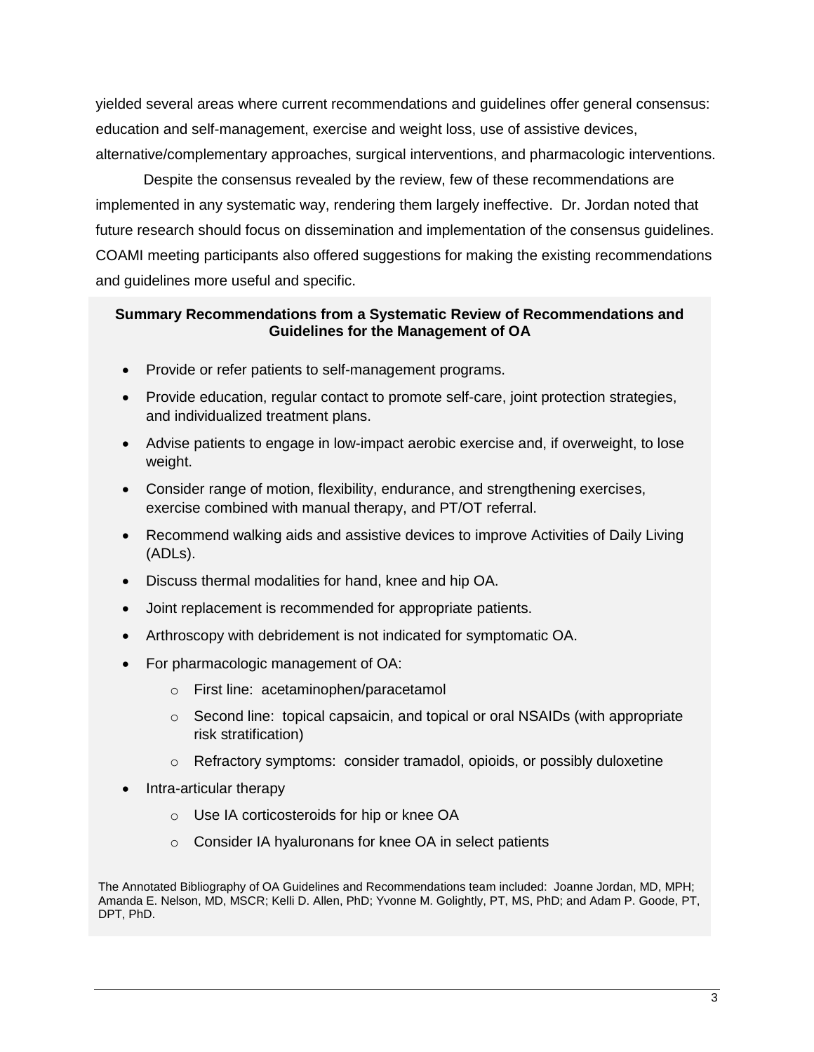yielded several areas where current recommendations and guidelines offer general consensus: education and self-management, exercise and weight loss, use of assistive devices, alternative/complementary approaches, surgical interventions, and pharmacologic interventions.

Despite the consensus revealed by the review, few of these recommendations are implemented in any systematic way, rendering them largely ineffective. Dr. Jordan noted that future research should focus on dissemination and implementation of the consensus guidelines. COAMI meeting participants also offered suggestions for making the existing recommendations and guidelines more useful and specific.

**Summary Recommendations from a Systematic Review of Recommendations and Guidelines for the Management of OA**

- Provide or refer patients to self-management programs.
- Provide education, regular contact to promote self-care, joint protection strategies, and individualized treatment plans.
- Advise patients to engage in low-impact aerobic exercise and, if overweight, to lose weight.
- Consider range of motion, flexibility, endurance, and strengthening exercises, exercise combined with manual therapy, and PT/OT referral.
- Recommend walking aids and assistive devices to improve Activities of Daily Living (ADLs).
- Discuss thermal modalities for hand, knee and hip OA.
- Joint replacement is recommended for appropriate patients.
- Arthroscopy with debridement is not indicated for symptomatic OA.
- For pharmacologic management of OA:
  - First line: acetaminophen/paracetamol
  - Second line: topical capsaicin, and topical or oral NSAIDs (with appropriate risk stratification)
  - Refractory symptoms: consider tramadol, opioids, or possibly duloxetine
- Intra-articular therapy
  - Use IA corticosteroids for hip or knee OA
  - Consider IA hyaluronans for knee OA in select patients

The Annotated Bibliography of OA Guidelines and Recommendations team included: Joanne Jordan, MD, MPH; Amanda E. Nelson, MD, MSCR; Kelli D. Allen, PhD; Yvonne M. Golightly, PT, MS, PhD; and Adam P. Goode, PT, DPT, PhD.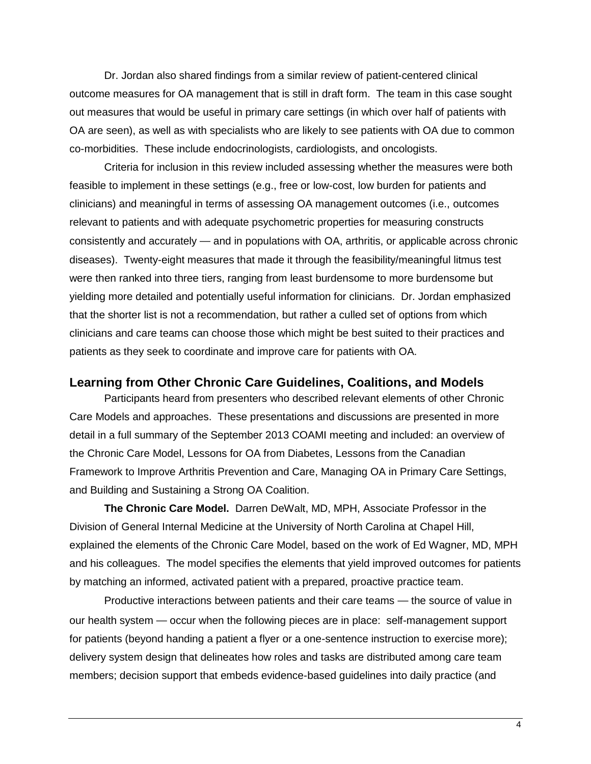Dr. Jordan also shared findings from a similar review of patient-centered clinical outcome measures for OA management that is still in draft form. The team in this case sought out measures that would be useful in primary care settings (in which over half of patients with OA are seen), as well as with specialists who are likely to see patients with OA due to common co-morbidities. These include endocrinologists, cardiologists, and oncologists.

Criteria for inclusion in this review included assessing whether the measures were both feasible to implement in these settings (e.g., free or low-cost, low burden for patients and clinicians) and meaningful in terms of assessing OA management outcomes (i.e., outcomes relevant to patients and with adequate psychometric properties for measuring constructs consistently and accurately — and in populations with OA, arthritis, or applicable across chronic diseases). Twenty-eight measures that made it through the feasibility/meaningful litmus test were then ranked into three tiers, ranging from least burdensome to more burdensome but yielding more detailed and potentially useful information for clinicians. Dr. Jordan emphasized that the shorter list is not a recommendation, but rather a culled set of options from which clinicians and care teams can choose those which might be best suited to their practices and patients as they seek to coordinate and improve care for patients with OA.

## Learning from Other Chronic Care Guidelines, Coalitions, and Models

Participants heard from presenters who described relevant elements of other Chronic Care Models and approaches. These presentations and discussions are presented in more detail in a full summary of the September 2013 COAMI meeting and included: an overview of the Chronic Care Model, Lessons for OA from Diabetes, Lessons from the Canadian Framework to Improve Arthritis Prevention and Care, Managing OA in Primary Care Settings, and Building and Sustaining a Strong OA Coalition.

**The Chronic Care Model.** Darren DeWalt, MD, MPH, Associate Professor in the Division of General Internal Medicine at the University of North Carolina at Chapel Hill, explained the elements of the Chronic Care Model, based on the work of Ed Wagner, MD, MPH and his colleagues. The model specifies the elements that yield improved outcomes for patients by matching an informed, activated patient with a prepared, proactive practice team.

Productive interactions between patients and their care teams — the source of value in our health system — occur when the following pieces are in place: self-management support for patients (beyond handing a patient a flyer or a one-sentence instruction to exercise more); delivery system design that delineates how roles and tasks are distributed among care team members; decision support that embeds evidence-based guidelines into daily practice (and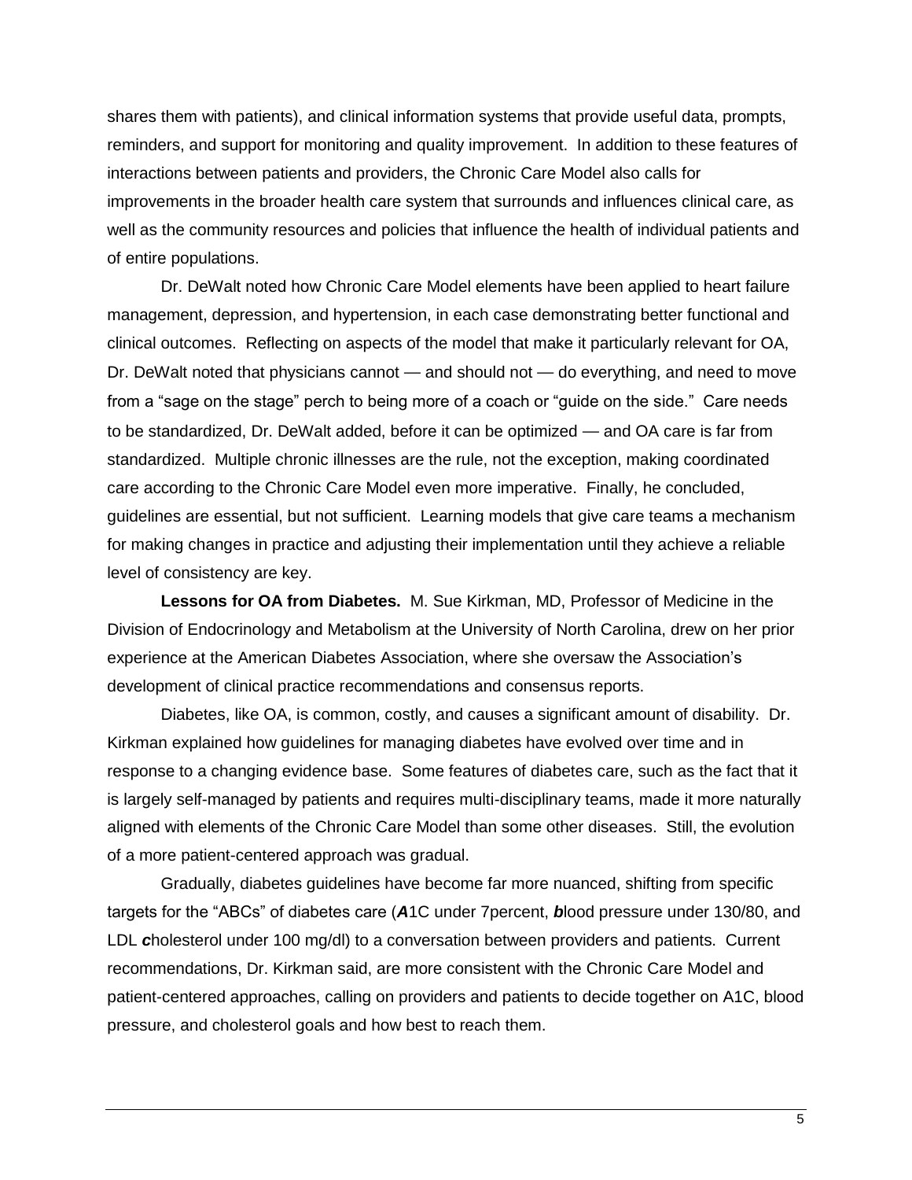shares them with patients), and clinical information systems that provide useful data, prompts, reminders, and support for monitoring and quality improvement. In addition to these features of interactions between patients and providers, the Chronic Care Model also calls for improvements in the broader health care system that surrounds and influences clinical care, as well as the community resources and policies that influence the health of individual patients and of entire populations.

Dr. DeWalt noted how Chronic Care Model elements have been applied to heart failure management, depression, and hypertension, in each case demonstrating better functional and clinical outcomes. Reflecting on aspects of the model that make it particularly relevant for OA, Dr. DeWalt noted that physicians cannot — and should not — do everything, and need to move from a "sage on the stage" perch to being more of a coach or "guide on the side." Care needs to be standardized, Dr. DeWalt added, before it can be optimized — and OA care is far from standardized. Multiple chronic illnesses are the rule, not the exception, making coordinated care according to the Chronic Care Model even more imperative. Finally, he concluded, guidelines are essential, but not sufficient. Learning models that give care teams a mechanism for making changes in practice and adjusting their implementation until they achieve a reliable level of consistency are key.

**Lessons for OA from Diabetes.** M. Sue Kirkman, MD, Professor of Medicine in the Division of Endocrinology and Metabolism at the University of North Carolina, drew on her prior experience at the American Diabetes Association, where she oversaw the Association's development of clinical practice recommendations and consensus reports.

Diabetes, like OA, is common, costly, and causes a significant amount of disability. Dr. Kirkman explained how guidelines for managing diabetes have evolved over time and in response to a changing evidence base. Some features of diabetes care, such as the fact that it is largely self-managed by patients and requires multi-disciplinary teams, made it more naturally aligned with elements of the Chronic Care Model than some other diseases. Still, the evolution of a more patient-centered approach was gradual.

Gradually, diabetes guidelines have become far more nuanced, shifting from specific targets for the "ABCs" of diabetes care (***A***1C under 7percent, ***b***lood pressure under 130/80, and LDL ***c***holesterol under 100 mg/dl) to a conversation between providers and patients. Current recommendations, Dr. Kirkman said, are more consistent with the Chronic Care Model and patient-centered approaches, calling on providers and patients to decide together on A1C, blood pressure, and cholesterol goals and how best to reach them.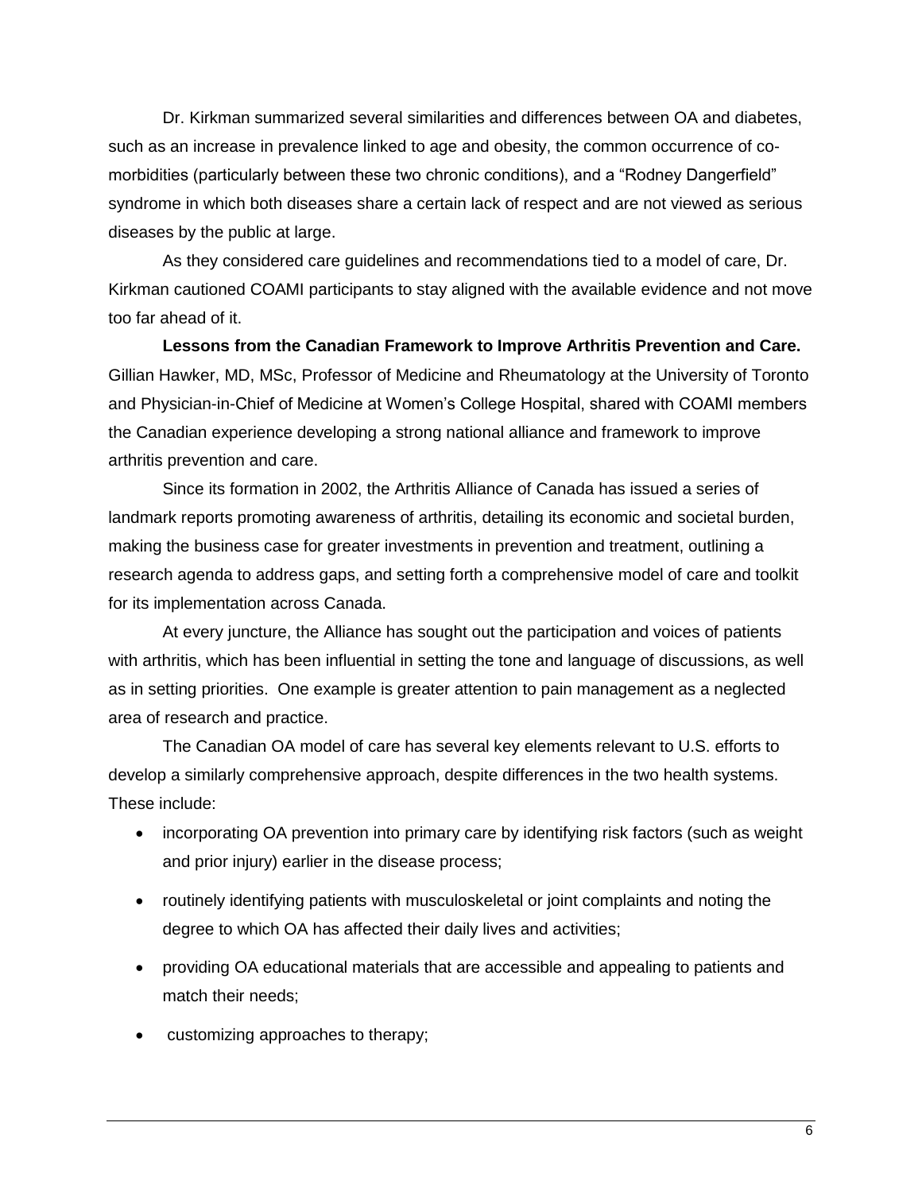Dr. Kirkman summarized several similarities and differences between OA and diabetes, such as an increase in prevalence linked to age and obesity, the common occurrence of co-morbidities (particularly between these two chronic conditions), and a "Rodney Dangerfield" syndrome in which both diseases share a certain lack of respect and are not viewed as serious diseases by the public at large.

As they considered care guidelines and recommendations tied to a model of care, Dr. Kirkman cautioned COAMI participants to stay aligned with the available evidence and not move too far ahead of it.

**Lessons from the Canadian Framework to Improve Arthritis Prevention and Care.** Gillian Hawker, MD, MSc, Professor of Medicine and Rheumatology at the University of Toronto and Physician-in-Chief of Medicine at Women's College Hospital, shared with COAMI members the Canadian experience developing a strong national alliance and framework to improve arthritis prevention and care.

Since its formation in 2002, the Arthritis Alliance of Canada has issued a series of landmark reports promoting awareness of arthritis, detailing its economic and societal burden, making the business case for greater investments in prevention and treatment, outlining a research agenda to address gaps, and setting forth a comprehensive model of care and toolkit for its implementation across Canada.

At every juncture, the Alliance has sought out the participation and voices of patients with arthritis, which has been influential in setting the tone and language of discussions, as well as in setting priorities. One example is greater attention to pain management as a neglected area of research and practice.

The Canadian OA model of care has several key elements relevant to U.S. efforts to develop a similarly comprehensive approach, despite differences in the two health systems. These include:

- incorporating OA prevention into primary care by identifying risk factors (such as weight and prior injury) earlier in the disease process;
- routinely identifying patients with musculoskeletal or joint complaints and noting the degree to which OA has affected their daily lives and activities;
- providing OA educational materials that are accessible and appealing to patients and match their needs;
- customizing approaches to therapy;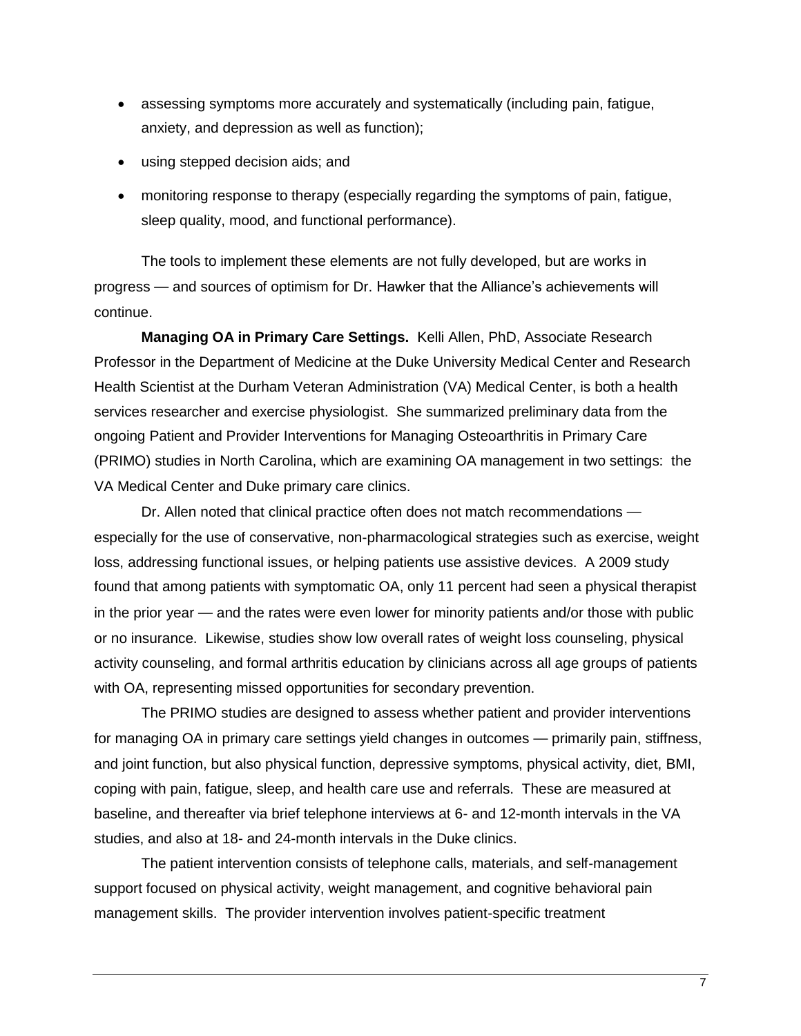- assessing symptoms more accurately and systematically (including pain, fatigue, anxiety, and depression as well as function);
- using stepped decision aids; and
- monitoring response to therapy (especially regarding the symptoms of pain, fatigue, sleep quality, mood, and functional performance).

The tools to implement these elements are not fully developed, but are works in progress — and sources of optimism for Dr. Hawker that the Alliance's achievements will continue.

**Managing OA in Primary Care Settings.** Kelli Allen, PhD, Associate Research Professor in the Department of Medicine at the Duke University Medical Center and Research Health Scientist at the Durham Veteran Administration (VA) Medical Center, is both a health services researcher and exercise physiologist. She summarized preliminary data from the ongoing Patient and Provider Interventions for Managing Osteoarthritis in Primary Care (PRIMO) studies in North Carolina, which are examining OA management in two settings: the VA Medical Center and Duke primary care clinics.

Dr. Allen noted that clinical practice often does not match recommendations — especially for the use of conservative, non-pharmacological strategies such as exercise, weight loss, addressing functional issues, or helping patients use assistive devices. A 2009 study found that among patients with symptomatic OA, only 11 percent had seen a physical therapist in the prior year — and the rates were even lower for minority patients and/or those with public or no insurance. Likewise, studies show low overall rates of weight loss counseling, physical activity counseling, and formal arthritis education by clinicians across all age groups of patients with OA, representing missed opportunities for secondary prevention.

The PRIMO studies are designed to assess whether patient and provider interventions for managing OA in primary care settings yield changes in outcomes — primarily pain, stiffness, and joint function, but also physical function, depressive symptoms, physical activity, diet, BMI, coping with pain, fatigue, sleep, and health care use and referrals. These are measured at baseline, and thereafter via brief telephone interviews at 6- and 12-month intervals in the VA studies, and also at 18- and 24-month intervals in the Duke clinics.

The patient intervention consists of telephone calls, materials, and self-management support focused on physical activity, weight management, and cognitive behavioral pain management skills. The provider intervention involves patient-specific treatment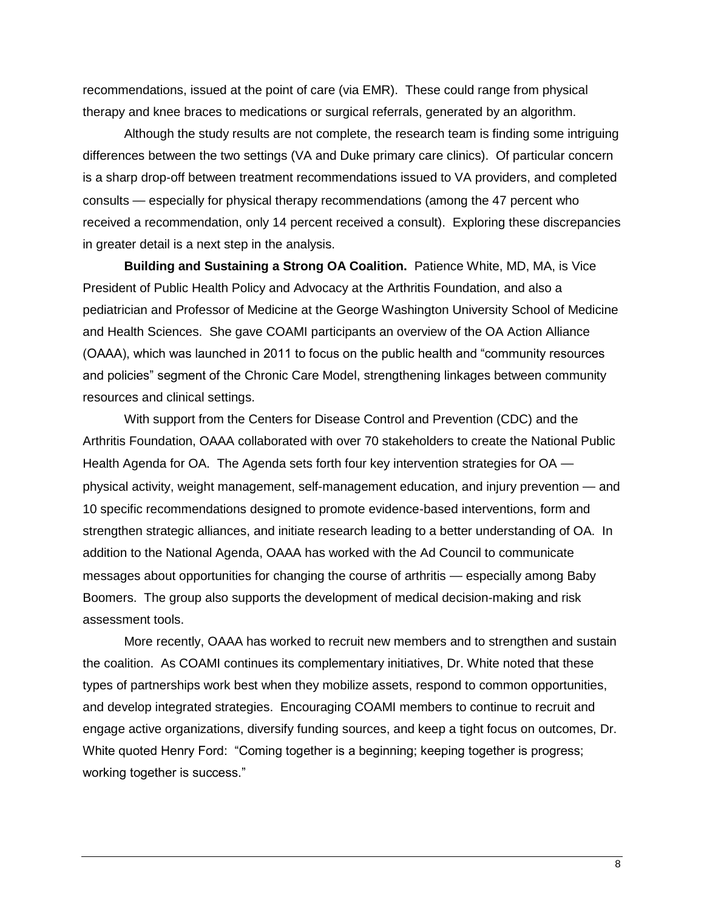recommendations, issued at the point of care (via EMR). These could range from physical therapy and knee braces to medications or surgical referrals, generated by an algorithm.

Although the study results are not complete, the research team is finding some intriguing differences between the two settings (VA and Duke primary care clinics). Of particular concern is a sharp drop-off between treatment recommendations issued to VA providers, and completed consults — especially for physical therapy recommendations (among the 47 percent who received a recommendation, only 14 percent received a consult). Exploring these discrepancies in greater detail is a next step in the analysis.

**Building and Sustaining a Strong OA Coalition.** Patience White, MD, MA, is Vice President of Public Health Policy and Advocacy at the Arthritis Foundation, and also a pediatrician and Professor of Medicine at the George Washington University School of Medicine and Health Sciences. She gave COAMI participants an overview of the OA Action Alliance (OAAA), which was launched in 2011 to focus on the public health and "community resources and policies" segment of the Chronic Care Model, strengthening linkages between community resources and clinical settings.

With support from the Centers for Disease Control and Prevention (CDC) and the Arthritis Foundation, OAAA collaborated with over 70 stakeholders to create the National Public Health Agenda for OA. The Agenda sets forth four key intervention strategies for OA — physical activity, weight management, self-management education, and injury prevention — and 10 specific recommendations designed to promote evidence-based interventions, form and strengthen strategic alliances, and initiate research leading to a better understanding of OA. In addition to the National Agenda, OAAA has worked with the Ad Council to communicate messages about opportunities for changing the course of arthritis — especially among Baby Boomers. The group also supports the development of medical decision-making and risk assessment tools.

More recently, OAAA has worked to recruit new members and to strengthen and sustain the coalition. As COAMI continues its complementary initiatives, Dr. White noted that these types of partnerships work best when they mobilize assets, respond to common opportunities, and develop integrated strategies. Encouraging COAMI members to continue to recruit and engage active organizations, diversify funding sources, and keep a tight focus on outcomes, Dr. White quoted Henry Ford: "Coming together is a beginning; keeping together is progress; working together is success."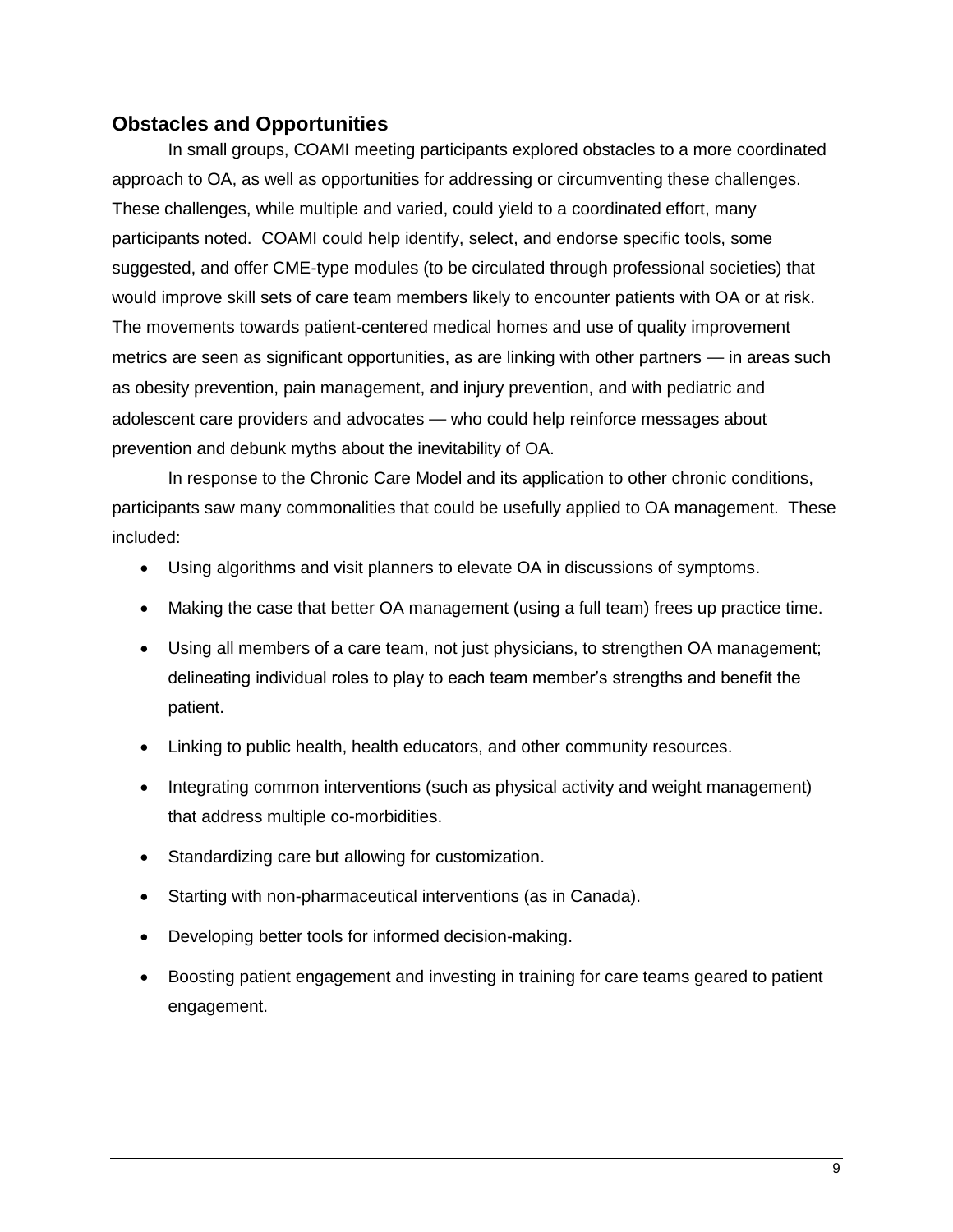## Obstacles and Opportunities

In small groups, COAMI meeting participants explored obstacles to a more coordinated approach to OA, as well as opportunities for addressing or circumventing these challenges. These challenges, while multiple and varied, could yield to a coordinated effort, many participants noted. COAMI could help identify, select, and endorse specific tools, some suggested, and offer CME-type modules (to be circulated through professional societies) that would improve skill sets of care team members likely to encounter patients with OA or at risk. The movements towards patient-centered medical homes and use of quality improvement metrics are seen as significant opportunities, as are linking with other partners — in areas such as obesity prevention, pain management, and injury prevention, and with pediatric and adolescent care providers and advocates — who could help reinforce messages about prevention and debunk myths about the inevitability of OA.

In response to the Chronic Care Model and its application to other chronic conditions, participants saw many commonalities that could be usefully applied to OA management. These included:

- Using algorithms and visit planners to elevate OA in discussions of symptoms.
- Making the case that better OA management (using a full team) frees up practice time.
- Using all members of a care team, not just physicians, to strengthen OA management; delineating individual roles to play to each team member's strengths and benefit the patient.
- Linking to public health, health educators, and other community resources.
- Integrating common interventions (such as physical activity and weight management) that address multiple co-morbidities.
- Standardizing care but allowing for customization.
- Starting with non-pharmaceutical interventions (as in Canada).
- Developing better tools for informed decision-making.
- Boosting patient engagement and investing in training for care teams geared to patient engagement.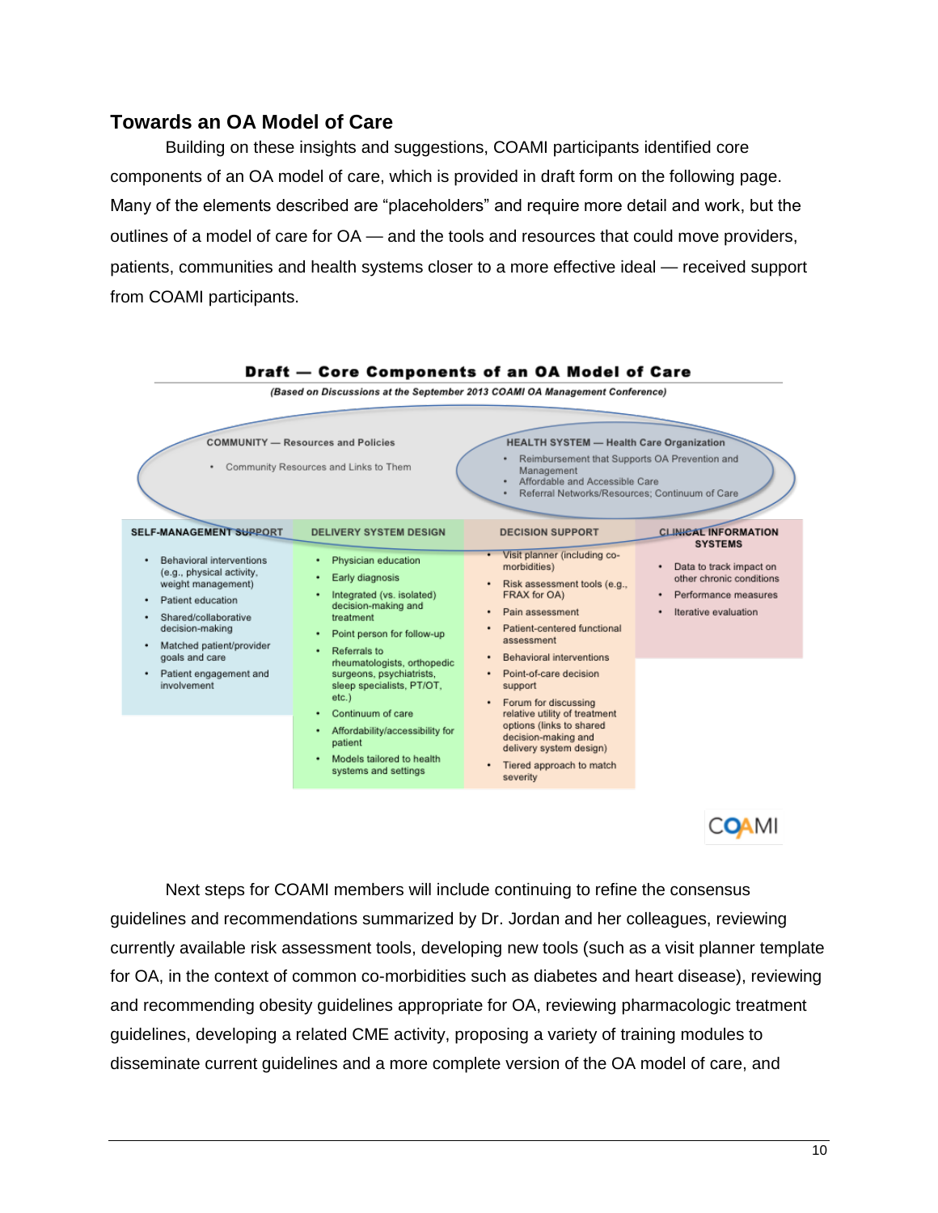## Towards an OA Model of Care

Building on these insights and suggestions, COAMI participants identified core components of an OA model of care, which is provided in draft form on the following page. Many of the elements described are "placeholders" and require more detail and work, but the outlines of a model of care for OA — and the tools and resources that could move providers, patients, communities and health systems closer to a more effective ideal — received support from COAMI participants.

**Draft — Core Components of an OA Model of Care**

*(Based on Discussions at the September 2013 COAMI OA Management Conference)*

**COMMUNITY — Resources and Policies**

- Community Resources and Links to Them

**HEALTH SYSTEM — Health Care Organization**

- Reimbursement that Supports OA Prevention and Management
- Affordable and Accessible Care
- Referral Networks/Resources; Continuum of Care

| SELF-MANAGEMENT SUPPORT | DELIVERY SYSTEM DESIGN | DECISION SUPPORT | CLINICAL INFORMATION SYSTEMS |
|---|---|---|---|
| • Behavioral interventions (e.g., physical activity, weight management)<br>• Patient education<br>• Shared/collaborative decision-making<br>• Matched patient/provider goals and care<br>• Patient engagement and involvement | • Physician education<br>• Early diagnosis<br>• Integrated (vs. isolated) decision-making and treatment<br>• Point person for follow-up<br>• Referrals to rheumatologists, orthopedic surgeons, psychiatrists, sleep specialists, PT/OT, etc.)<br>• Continuum of care<br>• Affordability/accessibility for patient<br>• Models tailored to health systems and settings | • Visit planner (including co-morbidities)<br>• Risk assessment tools (e.g., FRAX for OA)<br>• Pain assessment<br>• Patient-centered functional assessment<br>• Behavioral interventions<br>• Point-of-care decision support<br>• Forum for discussing relative utility of treatment options (links to shared decision-making and delivery system design)<br>• Tiered approach to match severity | • Data to track impact on other chronic conditions<br>• Performance measures<br>• Iterative evaluation |

COAMI

Next steps for COAMI members will include continuing to refine the consensus guidelines and recommendations summarized by Dr. Jordan and her colleagues, reviewing currently available risk assessment tools, developing new tools (such as a visit planner template for OA, in the context of common co-morbidities such as diabetes and heart disease), reviewing and recommending obesity guidelines appropriate for OA, reviewing pharmacologic treatment guidelines, developing a related CME activity, proposing a variety of training modules to disseminate current guidelines and a more complete version of the OA model of care, and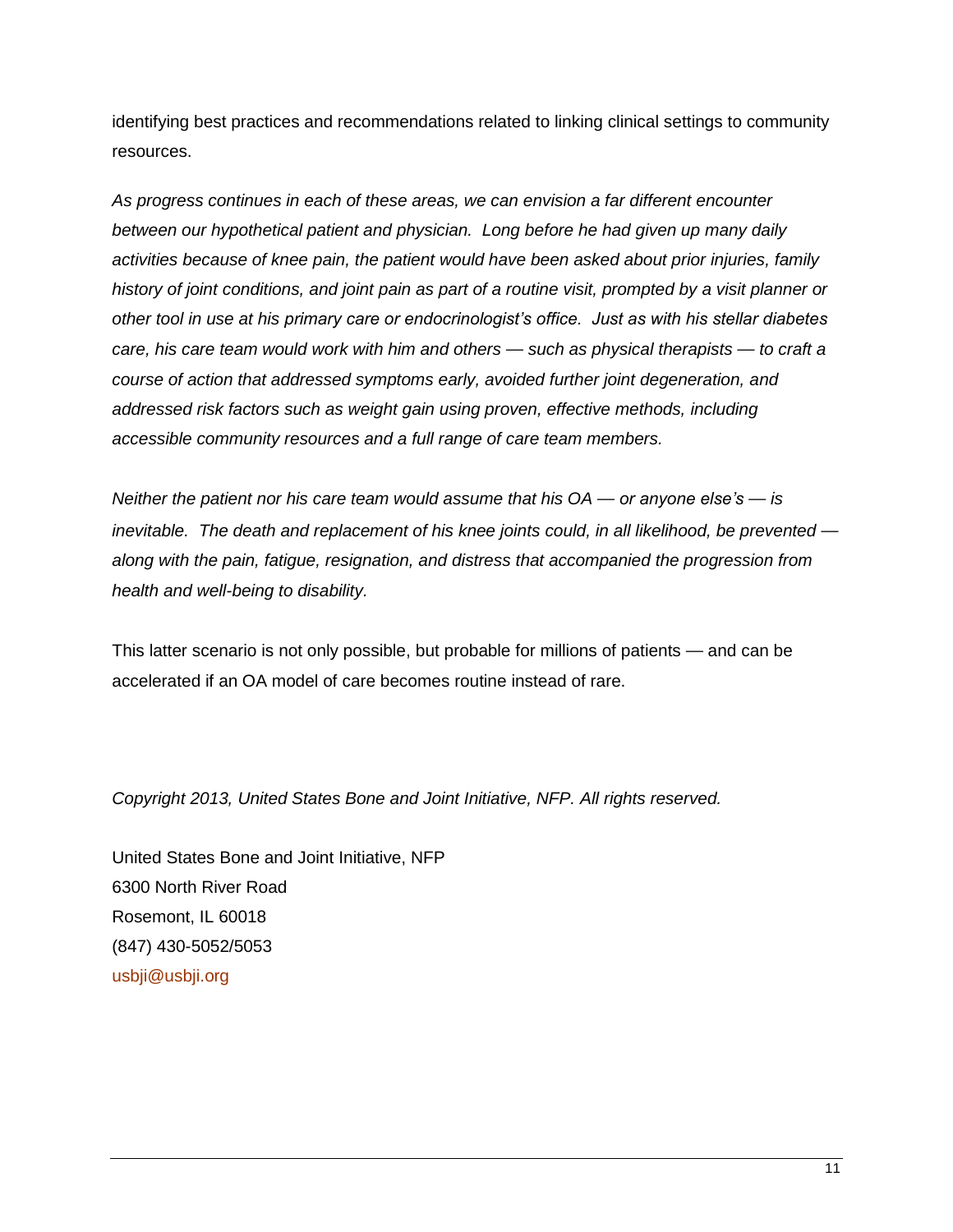identifying best practices and recommendations related to linking clinical settings to community resources.

*As progress continues in each of these areas, we can envision a far different encounter between our hypothetical patient and physician. Long before he had given up many daily activities because of knee pain, the patient would have been asked about prior injuries, family history of joint conditions, and joint pain as part of a routine visit, prompted by a visit planner or other tool in use at his primary care or endocrinologist's office. Just as with his stellar diabetes care, his care team would work with him and others — such as physical therapists — to craft a course of action that addressed symptoms early, avoided further joint degeneration, and addressed risk factors such as weight gain using proven, effective methods, including accessible community resources and a full range of care team members.*

*Neither the patient nor his care team would assume that his OA — or anyone else's — is inevitable. The death and replacement of his knee joints could, in all likelihood, be prevented — along with the pain, fatigue, resignation, and distress that accompanied the progression from health and well-being to disability.*

This latter scenario is not only possible, but probable for millions of patients — and can be accelerated if an OA model of care becomes routine instead of rare.

*Copyright 2013, United States Bone and Joint Initiative, NFP. All rights reserved.*

United States Bone and Joint Initiative, NFP
6300 North River Road
Rosemont, IL 60018
(847) 430-5052/5053
usbji@usbji.org